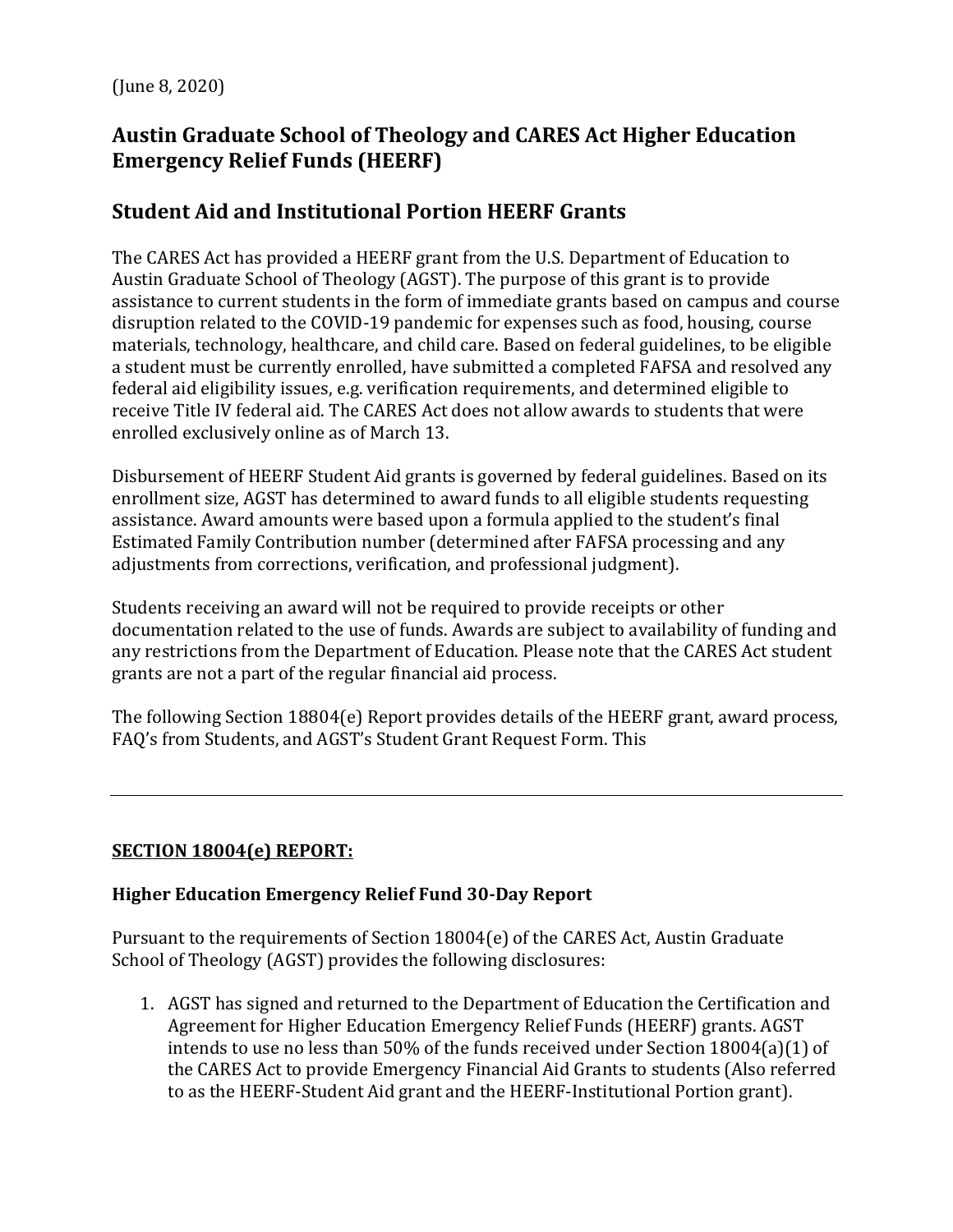(June 8, 2020)

## Austin Graduate School of Theology and CARES Act Higher Education Emergency Relief Funds (HEERF)

# Student Aid and Institutional Portion HEERF Grants

The CARES Act has provided a HEERF grant from the U.S. Department of Education to Austin Graduate School of Theology (AGST). The purpose of this grant is to provide assistance to current students in the form of immediate grants based on campus and course disruption related to the COVID-19 pandemic for expenses such as food, housing, course materials, technology, healthcare, and child care. Based on federal guidelines, to be eligible a student must be currently enrolled, have submitted a completed FAFSA and resolved any federal aid eligibility issues, e.g. verification requirements, and determined eligible to receive Title IV federal aid. The CARES Act does not allow awards to students that were enrolled exclusively online as of March 13.

Disbursement of HEERF Student Aid grants is governed by federal guidelines. Based on its enrollment size, AGST has determined to award funds to all eligible students requesting assistance. Award amounts were based upon a formula applied to the student's final Estimated Family Contribution number (determined after FAFSA processing and any adjustments from corrections, verification, and professional judgment).

Students receiving an award will not be required to provide receipts or other documentation related to the use of funds. Awards are subject to availability of funding and any restrictions from the Department of Education. Please note that the CARES Act student grants are not a part of the regular financial aid process.

The following Section 18804(e) Report provides details of the HEERF grant, award process, FAQ's from Students, and AGST's Student Grant Request Form. This

---

**SECTION 18004(e) REPORT:**

### Higher Education Emergency Relief Fund 30-Day Report

Pursuant to the requirements of Section 18004(e) of the CARES Act, Austin Graduate School of Theology (AGST) provides the following disclosures:

1. AGST has signed and returned to the Department of Education the Certification and Agreement for Higher Education Emergency Relief Funds (HEERF) grants. AGST intends to use no less than 50% of the funds received under Section 18004(a)(1) of the CARES Act to provide Emergency Financial Aid Grants to students (Also referred to as the HEERF-Student Aid grant and the HEERF-Institutional Portion grant).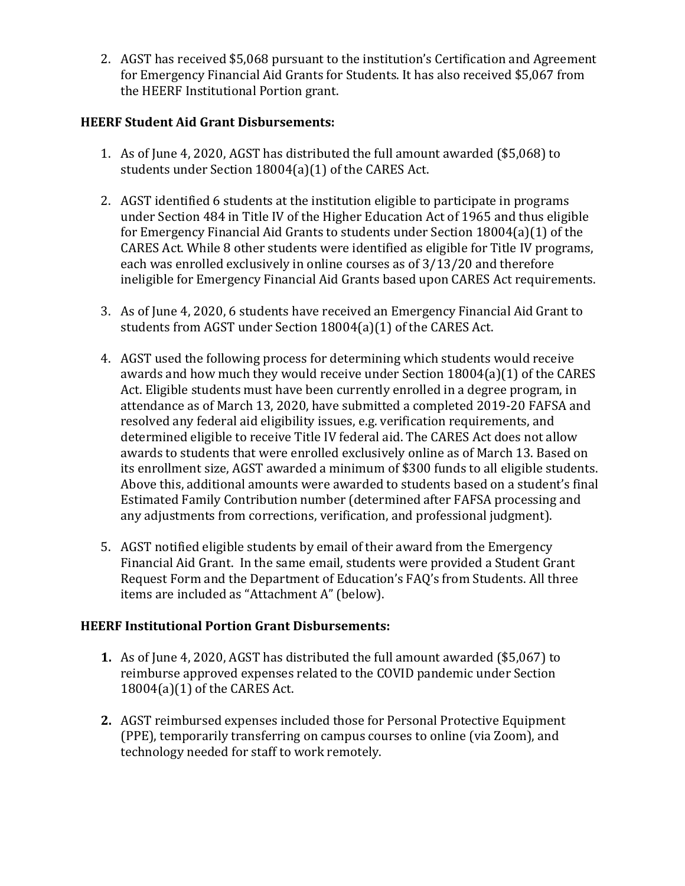2. AGST has received $5,068 pursuant to the institution's Certification and Agreement for Emergency Financial Aid Grants for Students. It has also received $5,067 from the HEERF Institutional Portion grant.

**HEERF Student Aid Grant Disbursements:**

1. As of June 4, 2020, AGST has distributed the full amount awarded ($5,068) to students under Section 18004(a)(1) of the CARES Act.

2. AGST identified 6 students at the institution eligible to participate in programs under Section 484 in Title IV of the Higher Education Act of 1965 and thus eligible for Emergency Financial Aid Grants to students under Section 18004(a)(1) of the CARES Act. While 8 other students were identified as eligible for Title IV programs, each was enrolled exclusively in online courses as of 3/13/20 and therefore ineligible for Emergency Financial Aid Grants based upon CARES Act requirements.

3. As of June 4, 2020, 6 students have received an Emergency Financial Aid Grant to students from AGST under Section 18004(a)(1) of the CARES Act.

4. AGST used the following process for determining which students would receive awards and how much they would receive under Section 18004(a)(1) of the CARES Act. Eligible students must have been currently enrolled in a degree program, in attendance as of March 13, 2020, have submitted a completed 2019-20 FAFSA and resolved any federal aid eligibility issues, e.g. verification requirements, and determined eligible to receive Title IV federal aid. The CARES Act does not allow awards to students that were enrolled exclusively online as of March 13. Based on its enrollment size, AGST awarded a minimum of $300 funds to all eligible students. Above this, additional amounts were awarded to students based on a student's final Estimated Family Contribution number (determined after FAFSA processing and any adjustments from corrections, verification, and professional judgment).

5. AGST notified eligible students by email of their award from the Emergency Financial Aid Grant. In the same email, students were provided a Student Grant Request Form and the Department of Education's FAQ's from Students. All three items are included as "Attachment A" (below).

**HEERF Institutional Portion Grant Disbursements:**

**1.** As of June 4, 2020, AGST has distributed the full amount awarded ($5,067) to reimburse approved expenses related to the COVID pandemic under Section 18004(a)(1) of the CARES Act.

**2.** AGST reimbursed expenses included those for Personal Protective Equipment (PPE), temporarily transferring on campus courses to online (via Zoom), and technology needed for staff to work remotely.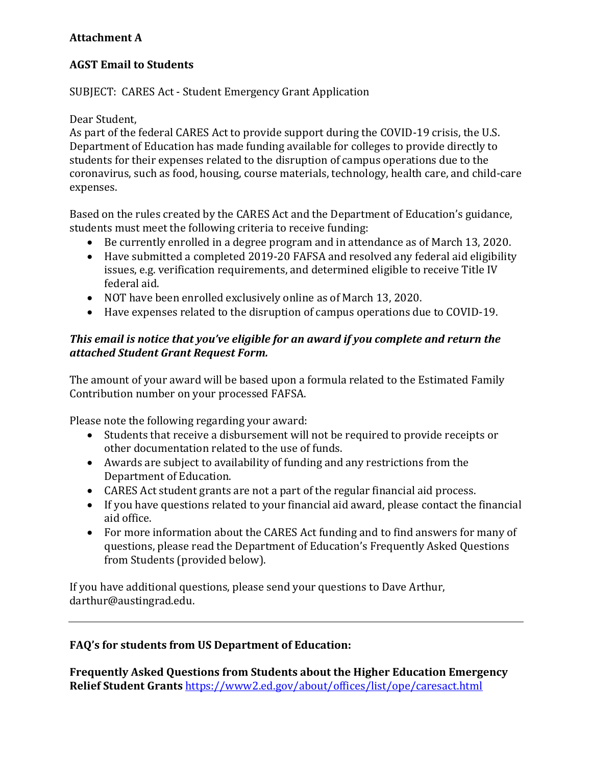**Attachment A**

**AGST Email to Students**

SUBJECT: CARES Act - Student Emergency Grant Application

Dear Student,
As part of the federal CARES Act to provide support during the COVID-19 crisis, the U.S. Department of Education has made funding available for colleges to provide directly to students for their expenses related to the disruption of campus operations due to the coronavirus, such as food, housing, course materials, technology, health care, and child-care expenses.

Based on the rules created by the CARES Act and the Department of Education's guidance, students must meet the following criteria to receive funding:

- Be currently enrolled in a degree program and in attendance as of March 13, 2020.
- Have submitted a completed 2019-20 FAFSA and resolved any federal aid eligibility issues, e.g. verification requirements, and determined eligible to receive Title IV federal aid.
- NOT have been enrolled exclusively online as of March 13, 2020.
- Have expenses related to the disruption of campus operations due to COVID-19.

***This email is notice that you've eligible for an award if you complete and return the attached Student Grant Request Form.***

The amount of your award will be based upon a formula related to the Estimated Family Contribution number on your processed FAFSA.

Please note the following regarding your award:

- Students that receive a disbursement will not be required to provide receipts or other documentation related to the use of funds.
- Awards are subject to availability of funding and any restrictions from the Department of Education.
- CARES Act student grants are not a part of the regular financial aid process.
- If you have questions related to your financial aid award, please contact the financial aid office.
- For more information about the CARES Act funding and to find answers for many of questions, please read the Department of Education's Frequently Asked Questions from Students (provided below).

If you have additional questions, please send your questions to Dave Arthur, darthur@austingrad.edu.

---

**FAQ's for students from US Department of Education:**

**Frequently Asked Questions from Students about the Higher Education Emergency Relief Student Grants** https://www2.ed.gov/about/offices/list/ope/caresact.html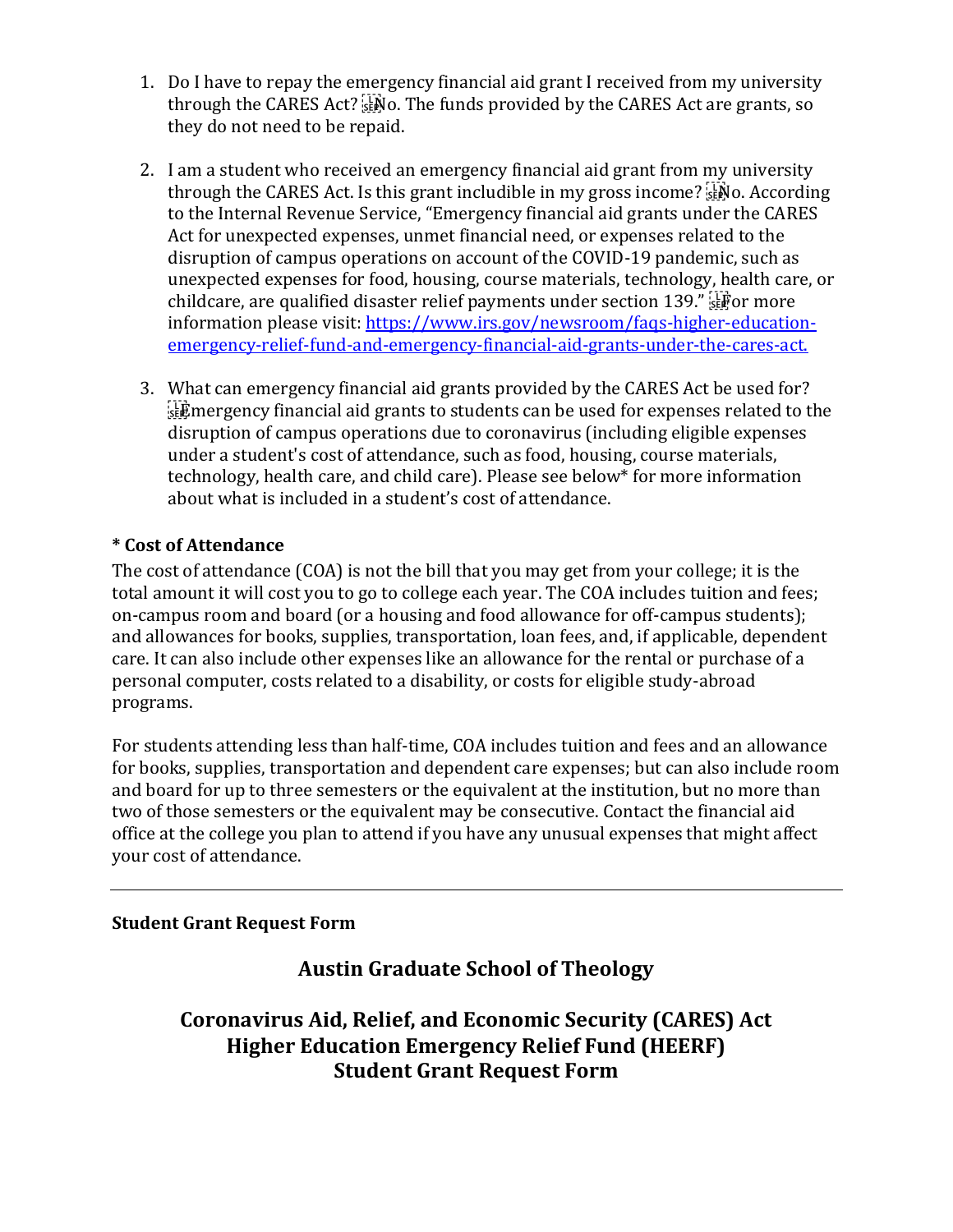1. Do I have to repay the emergency financial aid grant I received from my university through the CARES Act? No. The funds provided by the CARES Act are grants, so they do not need to be repaid.

2. I am a student who received an emergency financial aid grant from my university through the CARES Act. Is this grant includible in my gross income? No. According to the Internal Revenue Service, "Emergency financial aid grants under the CARES Act for unexpected expenses, unmet financial need, or expenses related to the disruption of campus operations on account of the COVID-19 pandemic, such as unexpected expenses for food, housing, course materials, technology, health care, or childcare, are qualified disaster relief payments under section 139." For more information please visit: [https://www.irs.gov/newsroom/faqs-higher-education-emergency-relief-fund-and-emergency-financial-aid-grants-under-the-cares-act.](https://www.irs.gov/newsroom/faqs-higher-education-emergency-relief-fund-and-emergency-financial-aid-grants-under-the-cares-act)

3. What can emergency financial aid grants provided by the CARES Act be used for? Emergency financial aid grants to students can be used for expenses related to the disruption of campus operations due to coronavirus (including eligible expenses under a student's cost of attendance, such as food, housing, course materials, technology, health care, and child care). Please see below* for more information about what is included in a student's cost of attendance.

**\* Cost of Attendance**

The cost of attendance (COA) is not the bill that you may get from your college; it is the total amount it will cost you to go to college each year. The COA includes tuition and fees; on-campus room and board (or a housing and food allowance for off-campus students); and allowances for books, supplies, transportation, loan fees, and, if applicable, dependent care. It can also include other expenses like an allowance for the rental or purchase of a personal computer, costs related to a disability, or costs for eligible study-abroad programs.

For students attending less than half-time, COA includes tuition and fees and an allowance for books, supplies, transportation and dependent care expenses; but can also include room and board for up to three semesters or the equivalent at the institution, but no more than two of those semesters or the equivalent may be consecutive. Contact the financial aid office at the college you plan to attend if you have any unusual expenses that might affect your cost of attendance.

---

**Student Grant Request Form**

## Austin Graduate School of Theology

## Coronavirus Aid, Relief, and Economic Security (CARES) Act Higher Education Emergency Relief Fund (HEERF) Student Grant Request Form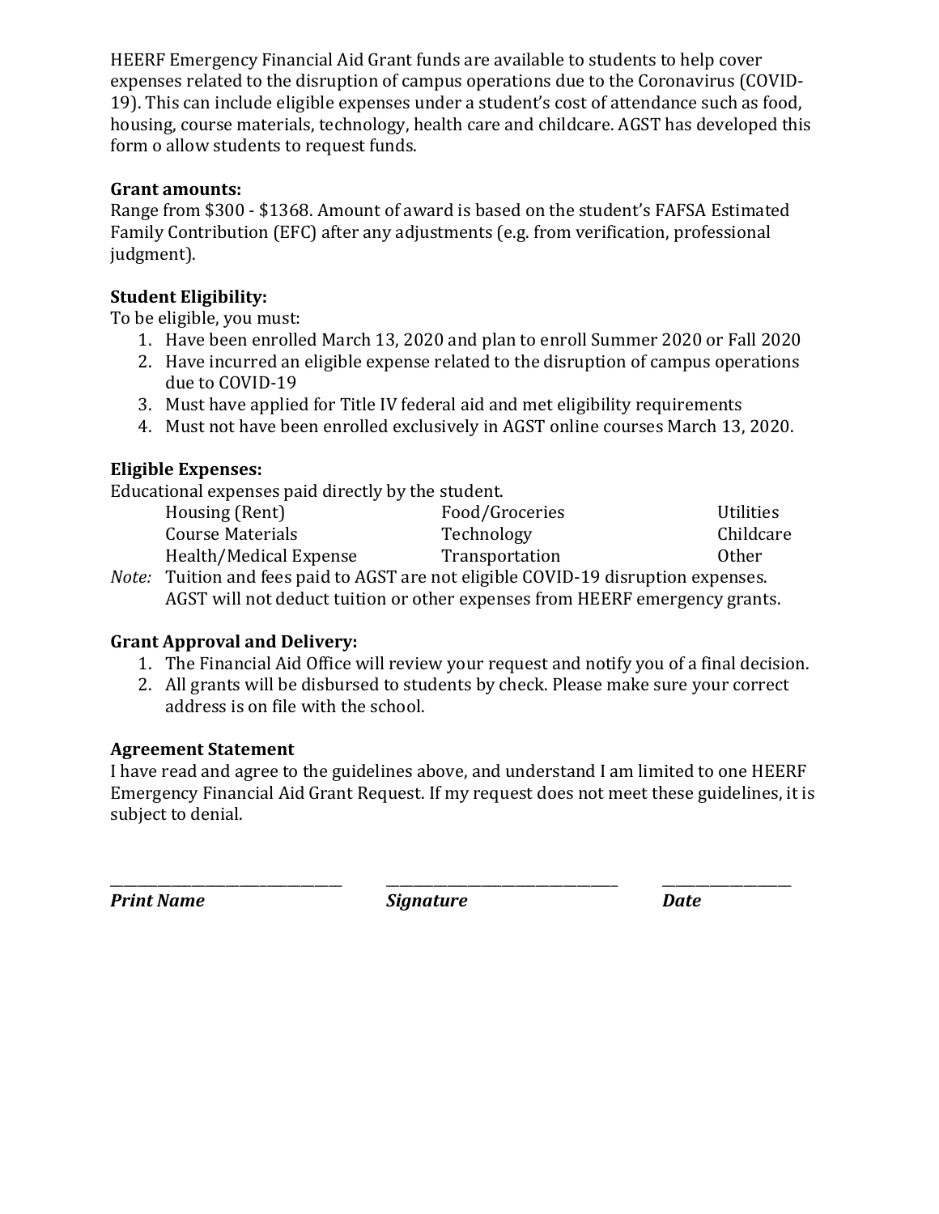HEERF Emergency Financial Aid Grant funds are available to students to help cover expenses related to the disruption of campus operations due to the Coronavirus (COVID-19). This can include eligible expenses under a student's cost of attendance such as food, housing, course materials, technology, health care and childcare. AGST has developed this form o allow students to request funds.

**Grant amounts:**
Range from $300 - $1368. Amount of award is based on the student's FAFSA Estimated Family Contribution (EFC) after any adjustments (e.g. from verification, professional judgment).

**Student Eligibility:**
To be eligible, you must:

1. Have been enrolled March 13, 2020 and plan to enroll Summer 2020 or Fall 2020
2. Have incurred an eligible expense related to the disruption of campus operations due to COVID-19
3. Must have applied for Title IV federal aid and met eligibility requirements
4. Must not have been enrolled exclusively in AGST online courses March 13, 2020.

**Eligible Expenses:**
Educational expenses paid directly by the student.

| | | |
|---|---|---|
| Housing (Rent) | Food/Groceries | Utilities |
| Course Materials | Technology | Childcare |
| Health/Medical Expense | Transportation | Other |

*Note:* Tuition and fees paid to AGST are not eligible COVID-19 disruption expenses. AGST will not deduct tuition or other expenses from HEERF emergency grants.

**Grant Approval and Delivery:**

1. The Financial Aid Office will review your request and notify you of a final decision.
2. All grants will be disbursed to students by check. Please make sure your correct address is on file with the school.

**Agreement Statement**
I have read and agree to the guidelines above, and understand I am limited to one HEERF Emergency Financial Aid Grant Request. If my request does not meet these guidelines, it is subject to denial.

\_\_\_\_\_\_\_\_\_\_\_\_\_\_\_\_\_\_\_\_\_\_\_\_ \_\_\_\_\_\_\_\_\_\_\_\_\_\_\_\_\_\_\_\_\_\_\_\_ \_\_\_\_\_\_\_\_\_\_\_\_\_\_

***Print Name*** ***Signature*** ***Date***